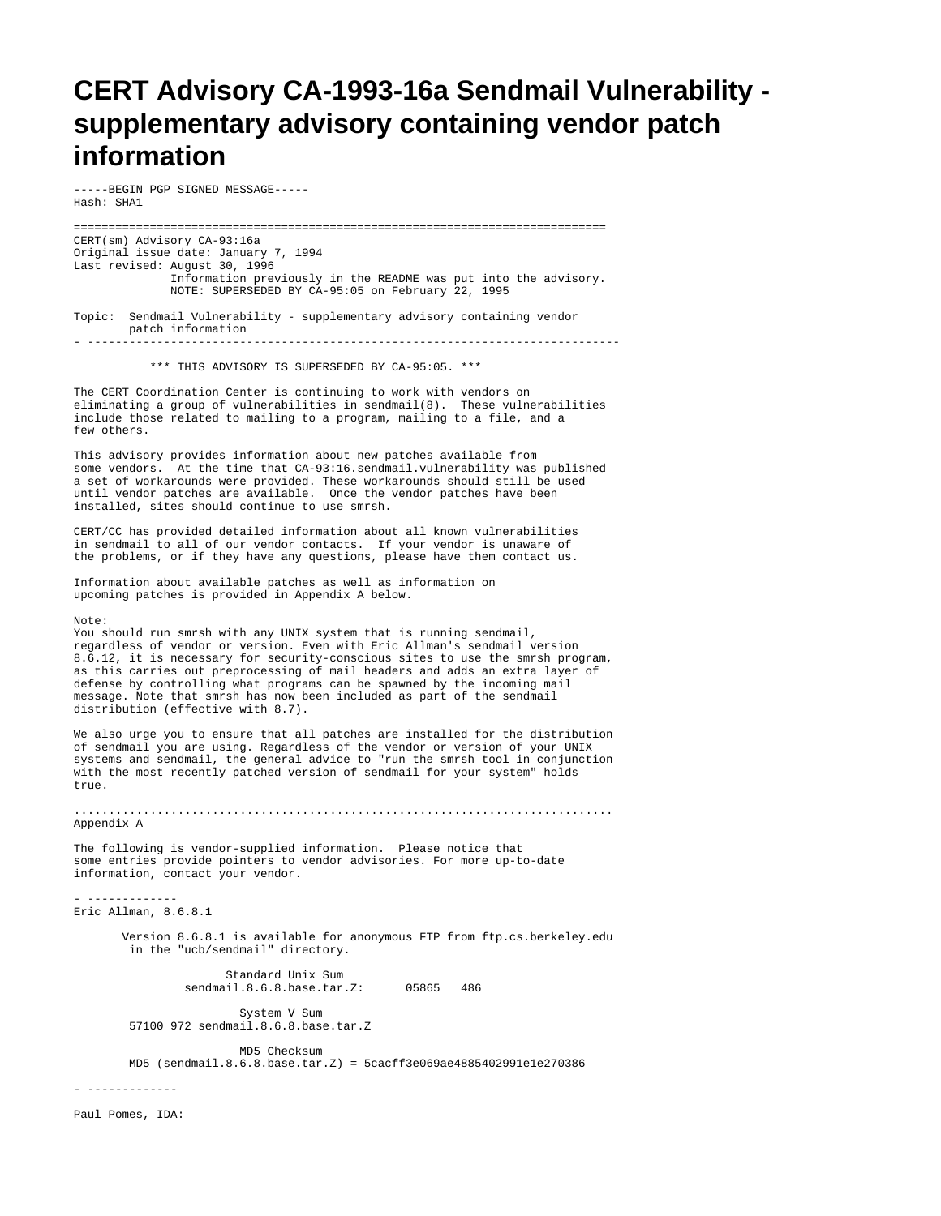# CERT Advisory CA-1993-16a Sendmail Vulnerability - supplementary advisory containing vendor patch information

```
-----BEGIN PGP SIGNED MESSAGE-----
Hash: SHA1

===========================================================================
CERT(sm) Advisory CA-93:16a
Original issue date: January 7, 1994
Last revised: August 30, 1996
              Information previously in the README was put into the advisory.
              NOTE: SUPERSEDED BY CA-95:05 on February 22, 1995

Topic:  Sendmail Vulnerability - supplementary advisory containing vendor
        patch information
- ---------------------------------------------------------------------------

           *** THIS ADVISORY IS SUPERSEDED BY CA-95:05. ***

The CERT Coordination Center is continuing to work with vendors on
eliminating a group of vulnerabilities in sendmail(8).  These vulnerabilities
include those related to mailing to a program, mailing to a file, and a
few others.

This advisory provides information about new patches available from
some vendors.  At the time that CA-93:16.sendmail.vulnerability was published
a set of workarounds were provided. These workarounds should still be used
until vendor patches are available.  Once the vendor patches have been
installed, sites should continue to use smrsh.

CERT/CC has provided detailed information about all known vulnerabilities
in sendmail to all of our vendor contacts.  If your vendor is unaware of
the problems, or if they have any questions, please have them contact us.

Information about available patches as well as information on
upcoming patches is provided in Appendix A below.

Note:
You should run smrsh with any UNIX system that is running sendmail,
regardless of vendor or version. Even with Eric Allman's sendmail version
8.6.12, it is necessary for security-conscious sites to use the smrsh program,
as this carries out preprocessing of mail headers and adds an extra layer of
defense by controlling what programs can be spawned by the incoming mail
message. Note that smrsh has now been included as part of the sendmail
distribution (effective with 8.7).

We also urge you to ensure that all patches are installed for the distribution
of sendmail you are using. Regardless of the vendor or version of your UNIX
systems and sendmail, the general advice to "run the smrsh tool in conjunction
with the most recently patched version of sendmail for your system" holds
true.

...........................................................................
Appendix A

The following is vendor-supplied information.  Please notice that
some entries provide pointers to vendor advisories. For more up-to-date
information, contact your vendor.

- -------------
Eric Allman, 8.6.8.1

       Version 8.6.8.1 is available for anonymous FTP from ftp.cs.berkeley.edu
        in the "ucb/sendmail" directory.

                     Standard Unix Sum
             sendmail.8.6.8.base.tar.Z:      05865   486

                       System V Sum
        57100 972 sendmail.8.6.8.base.tar.Z

                       MD5 Checksum
        MD5 (sendmail.8.6.8.base.tar.Z) = 5cacff3e069ae4885402991e1e270386

- -------------

Paul Pomes, IDA:
```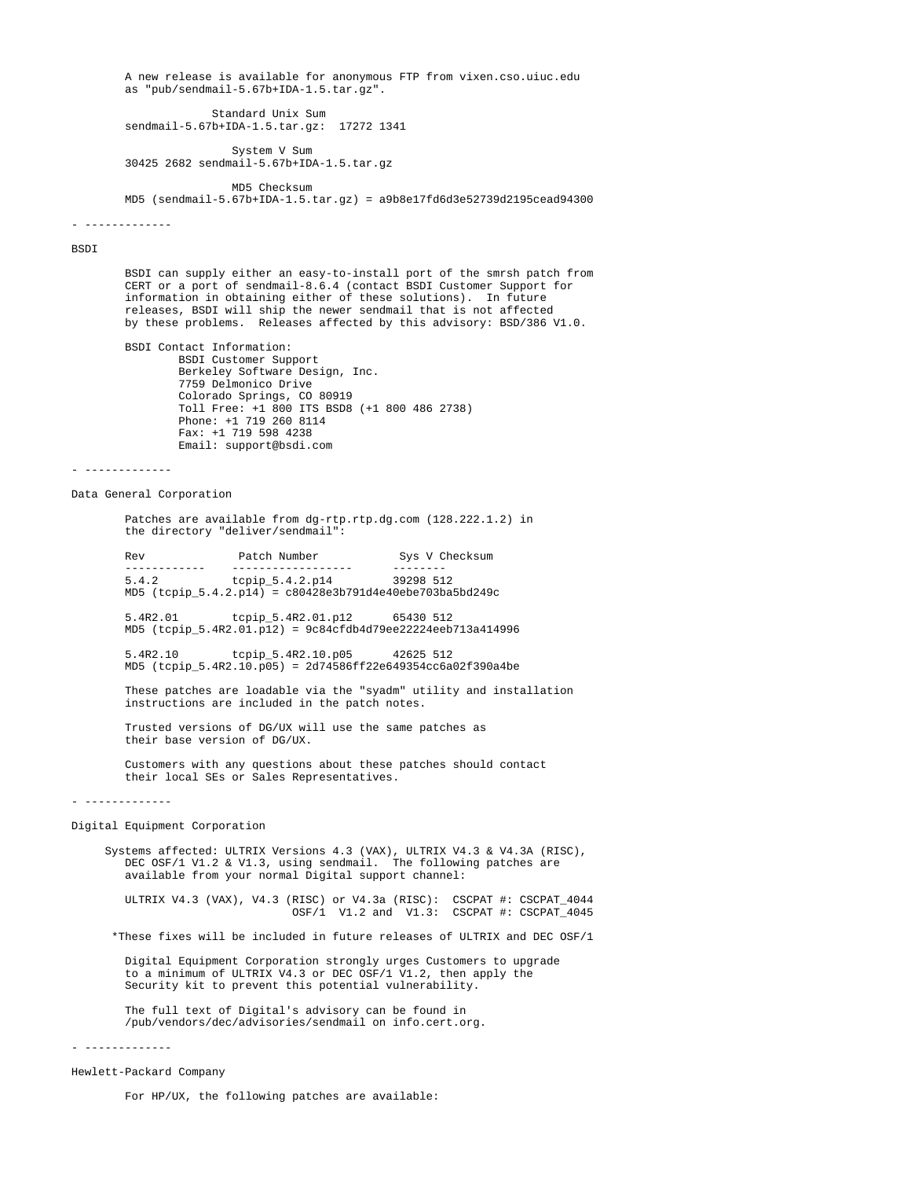A new release is available for anonymous FTP from vixen.cso.uiuc.edu as "pub/sendmail-5.67b+IDA-1.5.tar.gz".

```
               Standard Unix Sum
sendmail-5.67b+IDA-1.5.tar.gz:  17272 1341

                  System V Sum
30425 2682 sendmail-5.67b+IDA-1.5.tar.gz

                  MD5 Checksum
MD5 (sendmail-5.67b+IDA-1.5.tar.gz) = a9b8e17fd6d3e52739d2195cead94300
```

- -------------

BSDI

BSDI can supply either an easy-to-install port of the smrsh patch from CERT or a port of sendmail-8.6.4 (contact BSDI Customer Support for information in obtaining either of these solutions). In future releases, BSDI will ship the newer sendmail that is not affected by these problems. Releases affected by this advisory: BSD/386 V1.0.

BSDI Contact Information:

```
BSDI Customer Support
Berkeley Software Design, Inc.
7759 Delmonico Drive
Colorado Springs, CO 80919
Toll Free: +1 800 ITS BSD8 (+1 800 486 2738)
Phone: +1 719 260 8114
Fax: +1 719 598 4238
Email: support@bsdi.com
```

- -------------

Data General Corporation

Patches are available from dg-rtp.rtp.dg.com (128.222.1.2) in the directory "deliver/sendmail":

```
Rev             Patch Number            Sys V Checksum
------------    ------------------      --------
5.4.2           tcpip_5.4.2.p14         39298 512
MD5 (tcpip_5.4.2.p14) = c80428e3b791d4e40ebe703ba5bd249c

5.4R2.01        tcpip_5.4R2.01.p12      65430 512
MD5 (tcpip_5.4R2.01.p12) = 9c84cfdb4d79ee22224eeb713a414996

5.4R2.10        tcpip_5.4R2.10.p05      42625 512
MD5 (tcpip_5.4R2.10.p05) = 2d74586ff22e649354cc6a02f390a4be
```

These patches are loadable via the "syadm" utility and installation instructions are included in the patch notes.

Trusted versions of DG/UX will use the same patches as their base version of DG/UX.

Customers with any questions about these patches should contact their local SEs or Sales Representatives.

- -------------

Digital Equipment Corporation

Systems affected: ULTRIX Versions 4.3 (VAX), ULTRIX V4.3 & V4.3A (RISC), DEC OSF/1 V1.2 & V1.3, using sendmail. The following patches are available from your normal Digital support channel:

```
ULTRIX V4.3 (VAX), V4.3 (RISC) or V4.3a (RISC):  CSCPAT #: CSCPAT_4044
                            OSF/1  V1.2 and  V1.3:  CSCPAT #: CSCPAT_4045
```

*These fixes will be included in future releases of ULTRIX and DEC OSF/1

Digital Equipment Corporation strongly urges Customers to upgrade to a minimum of ULTRIX V4.3 or DEC OSF/1 V1.2, then apply the Security kit to prevent this potential vulnerability.

The full text of Digital's advisory can be found in /pub/vendors/dec/advisories/sendmail on info.cert.org.

- -------------

Hewlett-Packard Company

For HP/UX, the following patches are available: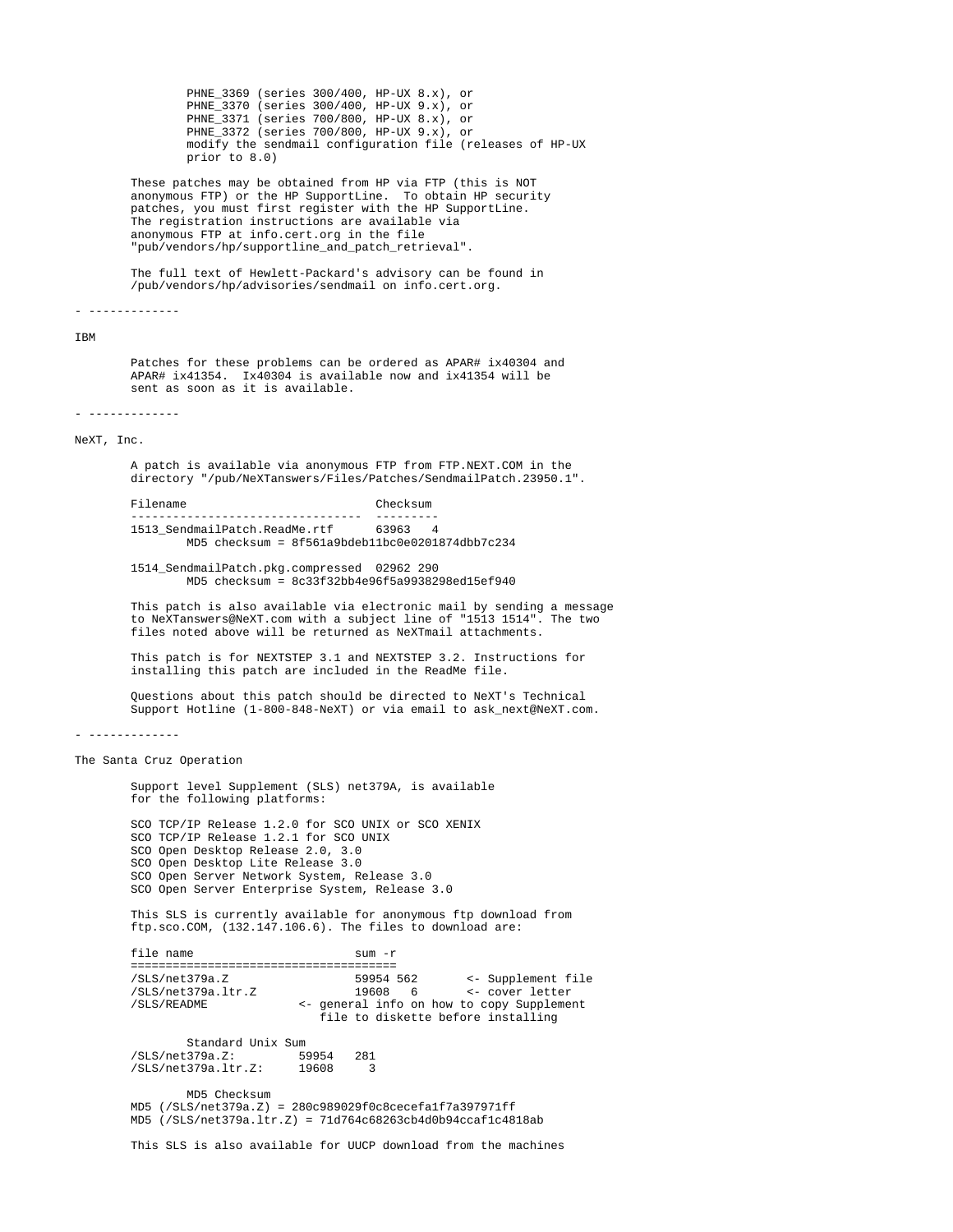```
        PHNE_3369 (series 300/400, HP-UX 8.x), or
        PHNE_3370 (series 300/400, HP-UX 9.x), or
        PHNE_3371 (series 700/800, HP-UX 8.x), or
        PHNE_3372 (series 700/800, HP-UX 9.x), or
        modify the sendmail configuration file (releases of HP-UX
        prior to 8.0)
```

These patches may be obtained from HP via FTP (this is NOT anonymous FTP) or the HP SupportLine. To obtain HP security patches, you must first register with the HP SupportLine. The registration instructions are available via anonymous FTP at info.cert.org in the file "pub/vendors/hp/supportline_and_patch_retrieval".

The full text of Hewlett-Packard's advisory can be found in /pub/vendors/hp/advisories/sendmail on info.cert.org.

- -------------

IBM

Patches for these problems can be ordered as APAR# ix40304 and APAR# ix41354. Ix40304 is available now and ix41354 will be sent as soon as it is available.

- -------------

NeXT, Inc.

A patch is available via anonymous FTP from FTP.NEXT.COM in the directory "/pub/NeXTanswers/Files/Patches/SendmailPatch.23950.1".

```
Filename                           Checksum
---------------------------------  ---------
1513_SendmailPatch.ReadMe.rtf      63963   4
        MD5 checksum = 8f561a9bdeb11bc0e0201874dbb7c234

1514_SendmailPatch.pkg.compressed  02962 290
        MD5 checksum = 8c33f32bb4e96f5a9938298ed15ef940
```

This patch is also available via electronic mail by sending a message to NeXTanswers@NeXT.com with a subject line of "1513 1514". The two files noted above will be returned as NeXTmail attachments.

This patch is for NEXTSTEP 3.1 and NEXTSTEP 3.2. Instructions for installing this patch are included in the ReadMe file.

Questions about this patch should be directed to NeXT's Technical Support Hotline (1-800-848-NeXT) or via email to ask_next@NeXT.com.

- -------------

The Santa Cruz Operation

Support level Supplement (SLS) net379A, is available for the following platforms:

SCO TCP/IP Release 1.2.0 for SCO UNIX or SCO XENIX
SCO TCP/IP Release 1.2.1 for SCO UNIX
SCO Open Desktop Release 2.0, 3.0
SCO Open Desktop Lite Release 3.0
SCO Open Server Network System, Release 3.0
SCO Open Server Enterprise System, Release 3.0

This SLS is currently available for anonymous ftp download from ftp.sco.COM, (132.147.106.6). The files to download are:

```
file name                        sum -r
=====================================
/SLS/net379a.Z                   59954 562       <- Supplement file
/SLS/net379a.ltr.Z               19608   6       <- cover letter
/SLS/README              <- general info on how to copy Supplement
                            file to diskette before installing

        Standard Unix Sum
/SLS/net379a.Z:         59954   281
/SLS/net379a.ltr.Z:     19608     3

        MD5 Checksum
MD5 (/SLS/net379a.Z) = 280c989029f0c8cecefa1f7a397971ff
MD5 (/SLS/net379a.ltr.Z) = 71d764c68263cb4d0b94ccaf1c4818ab
```

This SLS is also available for UUCP download from the machines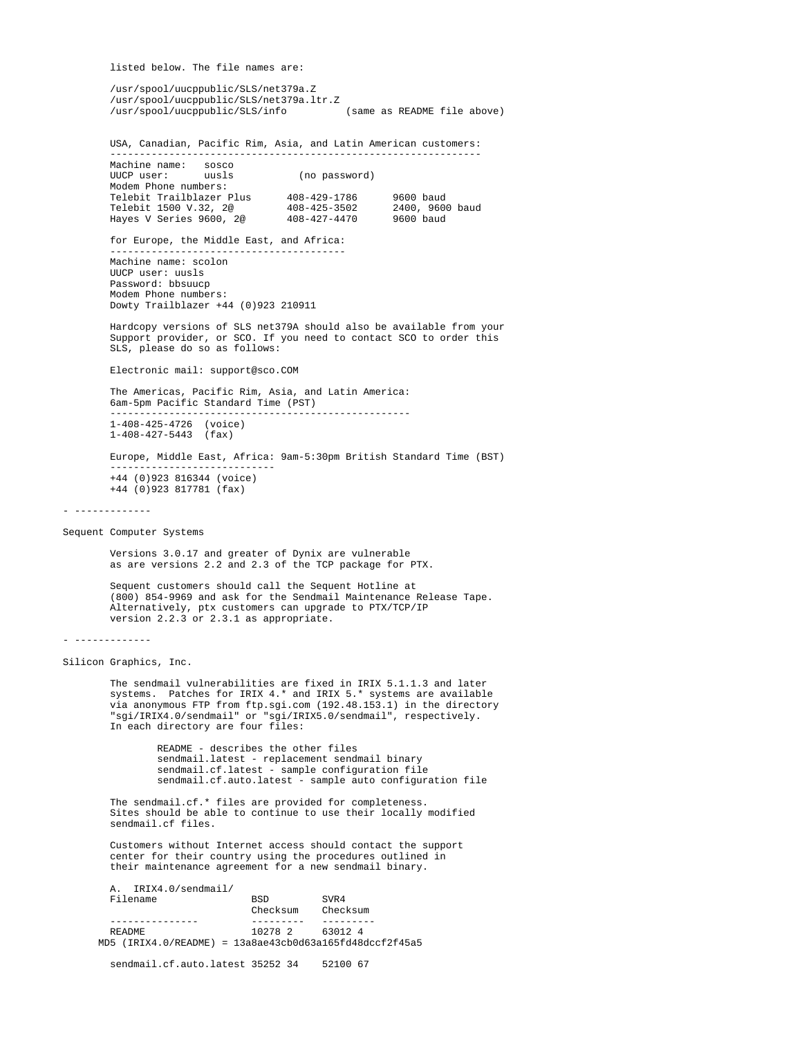listed below. The file names are:

```
/usr/spool/uucppublic/SLS/net379a.Z
/usr/spool/uucppublic/SLS/net379a.ltr.Z
/usr/spool/uucppublic/SLS/info          (same as README file above)
```

USA, Canadian, Pacific Rim, Asia, and Latin American customers:

```
Machine name:   sosco
UUCP user:      uusls           (no password)
Modem Phone numbers:
Telebit Trailblazer Plus      408-429-1786      9600 baud
Telebit 1500 V.32, 2@         408-425-3502      2400, 9600 baud
Hayes V Series 9600, 2@       408-427-4470      9600 baud
```

for Europe, the Middle East, and Africa:

```
Machine name: scolon
UUCP user: uusls
Password: bbsuucp
Modem Phone numbers:
Dowty Trailblazer +44 (0)923 210911
```

Hardcopy versions of SLS net379A should also be available from your Support provider, or SCO. If you need to contact SCO to order this SLS, please do so as follows:

Electronic mail: support@sco.COM

The Americas, Pacific Rim, Asia, and Latin America:
6am-5pm Pacific Standard Time (PST)

```
1-408-425-4726  (voice)
1-408-427-5443  (fax)
```

Europe, Middle East, Africa: 9am-5:30pm British Standard Time (BST)

```
+44 (0)923 816344 (voice)
+44 (0)923 817781 (fax)
```

- -------------

Sequent Computer Systems

Versions 3.0.17 and greater of Dynix are vulnerable as are versions 2.2 and 2.3 of the TCP package for PTX.

Sequent customers should call the Sequent Hotline at (800) 854-9969 and ask for the Sendmail Maintenance Release Tape. Alternatively, ptx customers can upgrade to PTX/TCP/IP version 2.2.3 or 2.3.1 as appropriate.

- -------------

Silicon Graphics, Inc.

The sendmail vulnerabilities are fixed in IRIX 5.1.1.3 and later systems. Patches for IRIX 4.* and IRIX 5.* systems are available via anonymous FTP from ftp.sgi.com (192.48.153.1) in the directory "sgi/IRIX4.0/sendmail" or "sgi/IRIX5.0/sendmail", respectively. In each directory are four files:

```
README - describes the other files
sendmail.latest - replacement sendmail binary
sendmail.cf.latest - sample configuration file
sendmail.cf.auto.latest - sample auto configuration file
```

The sendmail.cf.* files are provided for completeness. Sites should be able to continue to use their locally modified sendmail.cf files.

Customers without Internet access should contact the support center for their country using the procedures outlined in their maintenance agreement for a new sendmail binary.

```
A.  IRIX4.0/sendmail/
Filename                BSD         SVR4
                        Checksum    Checksum
---------------         ---------   ---------
README                  10278 2     63012 4
  MD5 (IRIX4.0/README) = 13a8ae43cb0d63a165fd48dccf2f45a5

sendmail.cf.auto.latest 35252 34    52100 67
```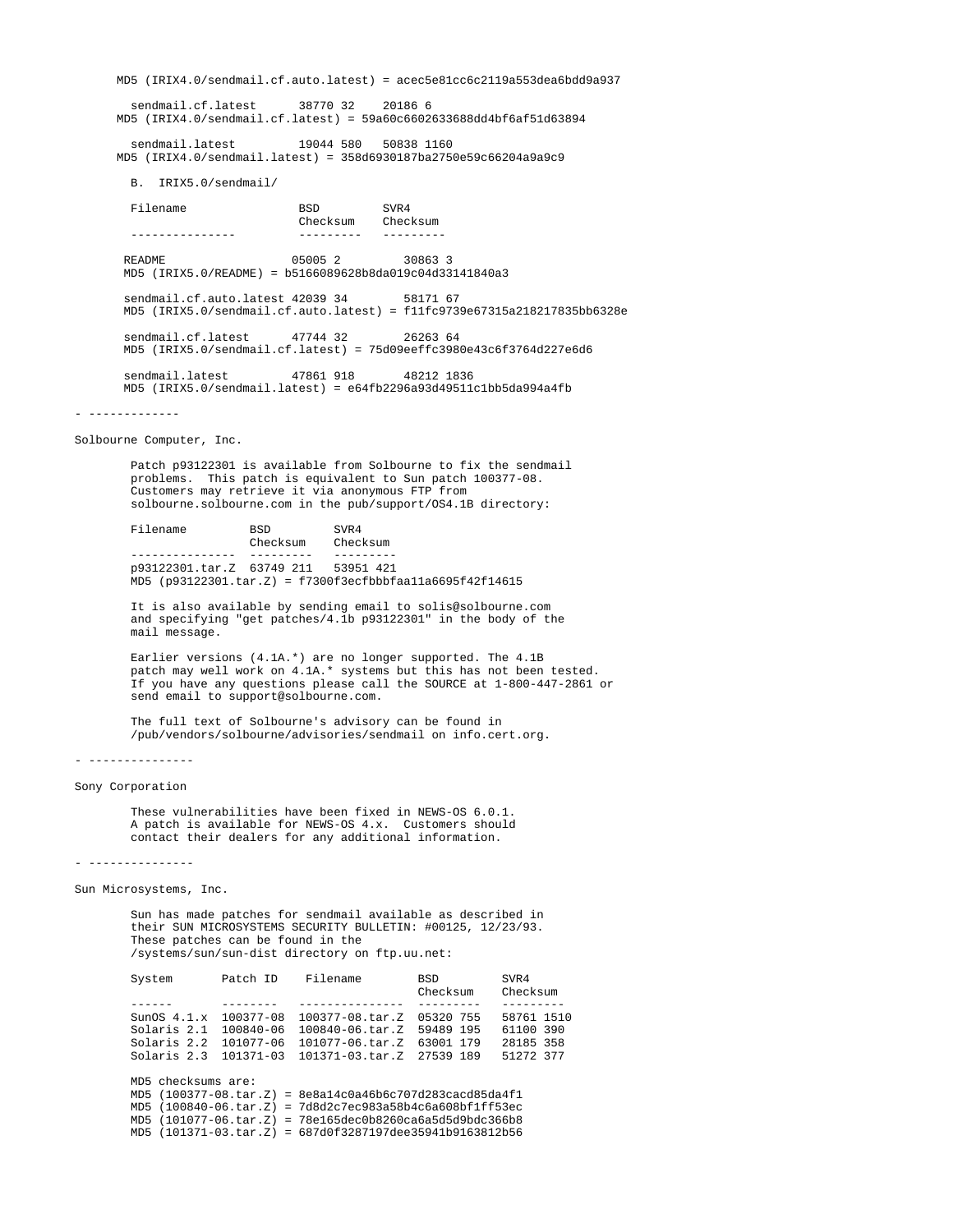MD5 (IRIX4.0/sendmail.cf.auto.latest) = acec5e81cc6c2119a553dea6bdd9a937

sendmail.cf.latest      38770 32    20186 6
MD5 (IRIX4.0/sendmail.cf.latest) = 59a60c6602633688dd4bf6af51d63894

sendmail.latest         19044 580   50838 1160
MD5 (IRIX4.0/sendmail.latest) = 358d6930187ba2750e59c66204a9a9c9

B. IRIX5.0/sendmail/

| Filename | BSD Checksum | SVR4 Checksum |
|---|---|---|
| README | 05005 2 | 30863 3 |
| sendmail.cf.auto.latest | 42039 34 | 58171 67 |
| sendmail.cf.latest | 47744 32 | 26263 64 |
| sendmail.latest | 47861 918 | 48212 1836 |

MD5 (IRIX5.0/README) = b5166089628b8da019c04d33141840a3

MD5 (IRIX5.0/sendmail.cf.auto.latest) = f11fc9739e67315a218217835bb6328e

MD5 (IRIX5.0/sendmail.cf.latest) = 75d09eeffc3980e43c6f3764d227e6d6

MD5 (IRIX5.0/sendmail.latest) = e64fb2296a93d49511c1bb5da994a4fb

- -------------

Solbourne Computer, Inc.

Patch p93122301 is available from Solbourne to fix the sendmail problems. This patch is equivalent to Sun patch 100377-08. Customers may retrieve it via anonymous FTP from solbourne.solbourne.com in the pub/support/OS4.1B directory:

| Filename | BSD Checksum | SVR4 Checksum |
|---|---|---|
| p93122301.tar.Z | 63749 211 | 53951 421 |

MD5 (p93122301.tar.Z) = f7300f3ecfbbbfaa11a6695f42f14615

It is also available by sending email to solis@solbourne.com and specifying "get patches/4.1b p93122301" in the body of the mail message.

Earlier versions (4.1A.*) are no longer supported. The 4.1B patch may well work on 4.1A.* systems but this has not been tested. If you have any questions please call the SOURCE at 1-800-447-2861 or send email to support@solbourne.com.

The full text of Solbourne's advisory can be found in /pub/vendors/solbourne/advisories/sendmail on info.cert.org.

- ---------------

Sony Corporation

These vulnerabilities have been fixed in NEWS-OS 6.0.1. A patch is available for NEWS-OS 4.x. Customers should contact their dealers for any additional information.

- ---------------

Sun Microsystems, Inc.

Sun has made patches for sendmail available as described in their SUN MICROSYSTEMS SECURITY BULLETIN: #00125, 12/23/93. These patches can be found in the /systems/sun/sun-dist directory on ftp.uu.net:

| System | Patch ID | Filename | BSD Checksum | SVR4 Checksum |
|---|---|---|---|---|
| SunOS 4.1.x | 100377-08 | 100377-08.tar.Z | 05320 755 | 58761 1510 |
| Solaris 2.1 | 100840-06 | 100840-06.tar.Z | 59489 195 | 61100 390 |
| Solaris 2.2 | 101077-06 | 101077-06.tar.Z | 63001 179 | 28185 358 |
| Solaris 2.3 | 101371-03 | 101371-03.tar.Z | 27539 189 | 51272 377 |

MD5 checksums are:
MD5 (100377-08.tar.Z) = 8e8a14c0a46b6c707d283cacd85da4f1
MD5 (100840-06.tar.Z) = 7d8d2c7ec983a58b4c6a608bf1ff53ec
MD5 (101077-06.tar.Z) = 78e165dec0b8260ca6a5d5d9bdc366b8
MD5 (101371-03.tar.Z) = 687d0f3287197dee35941b9163812b56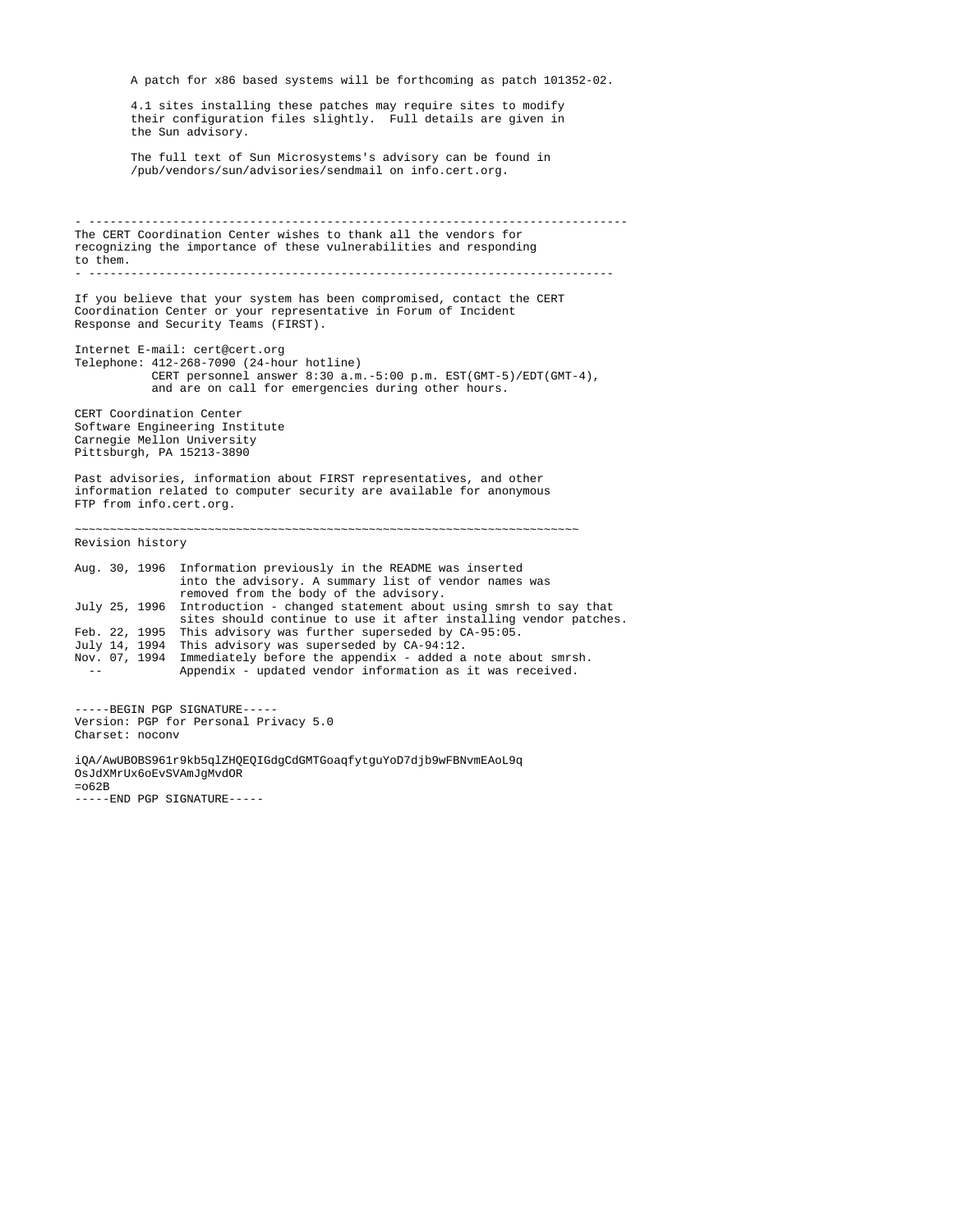A patch for x86 based systems will be forthcoming as patch 101352-02.

4.1 sites installing these patches may require sites to modify their configuration files slightly. Full details are given in the Sun advisory.

The full text of Sun Microsystems's advisory can be found in /pub/vendors/sun/advisories/sendmail on info.cert.org.

- ---------------------------------------------------------------------------

The CERT Coordination Center wishes to thank all the vendors for recognizing the importance of these vulnerabilities and responding to them.

- ---------------------------------------------------------------------------

If you believe that your system has been compromised, contact the CERT Coordination Center or your representative in Forum of Incident Response and Security Teams (FIRST).

Internet E-mail: cert@cert.org
Telephone: 412-268-7090 (24-hour hotline)
CERT personnel answer 8:30 a.m.-5:00 p.m. EST(GMT-5)/EDT(GMT-4), and are on call for emergencies during other hours.

CERT Coordination Center
Software Engineering Institute
Carnegie Mellon University
Pittsburgh, PA 15213-3890

Past advisories, information about FIRST representatives, and other information related to computer security are available for anonymous FTP from info.cert.org.

~~~~~~~~~~~~~~~~~~~~~~~~~~~~~~~~~~~~~~~~~~~~~~~~~~~~~~~~~~~~~~~~~~~~~~~~~

Revision history

```
Aug. 30, 1996  Information previously in the README was inserted
               into the advisory. A summary list of vendor names was
               removed from the body of the advisory.
July 25, 1996  Introduction - changed statement about using smrsh to say that
               sites should continue to use it after installing vendor patches.
Feb. 22, 1995  This advisory was further superseded by CA-95:05.
July 14, 1994  This advisory was superseded by CA-94:12.
Nov. 07, 1994  Immediately before the appendix - added a note about smrsh.
  --           Appendix - updated vendor information as it was received.
```

```
-----BEGIN PGP SIGNATURE-----
Version: PGP for Personal Privacy 5.0
Charset: noconv

iQA/AwUBOBS961r9kb5qlZHQEQIGdgCdGMTGoaqfytguYoD7djb9wFBNvmEAoL9q
OsJdXMrUx6oEvSVAmJgMvdOR
=o62B
-----END PGP SIGNATURE-----
```